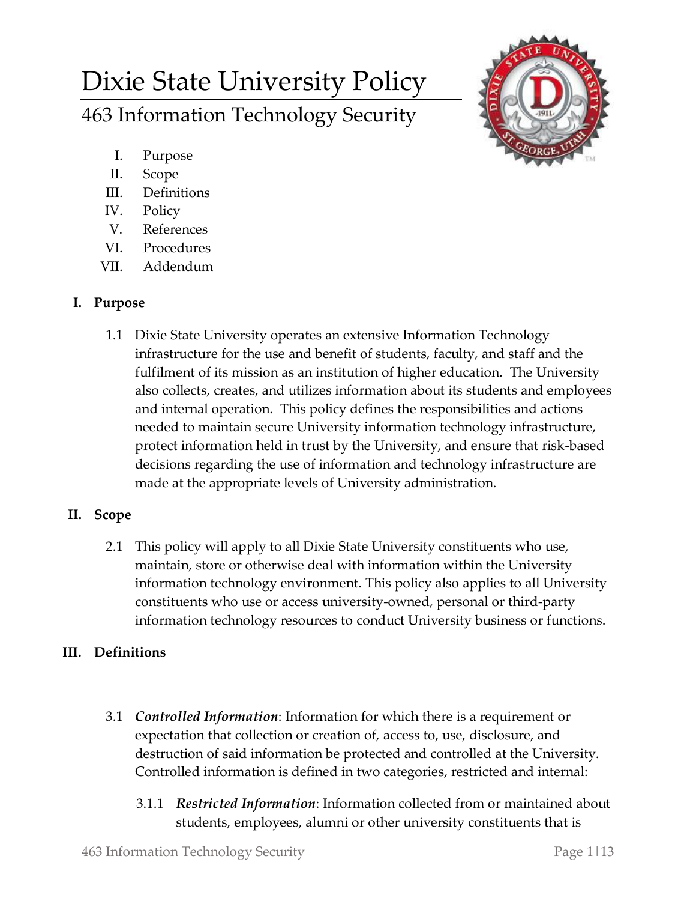# Dixie State University Policy

## 463 Information Technology Security

I. Purpose
II. Scope
III. Definitions
IV. Policy
V. References
VI. Procedures
VII. Addendum

### I. Purpose

1.1 Dixie State University operates an extensive Information Technology infrastructure for the use and benefit of students, faculty, and staff and the fulfilment of its mission as an institution of higher education. The University also collects, creates, and utilizes information about its students and employees and internal operation. This policy defines the responsibilities and actions needed to maintain secure University information technology infrastructure, protect information held in trust by the University, and ensure that risk-based decisions regarding the use of information and technology infrastructure are made at the appropriate levels of University administration.

### II. Scope

2.1 This policy will apply to all Dixie State University constituents who use, maintain, store or otherwise deal with information within the University information technology environment. This policy also applies to all University constituents who use or access university-owned, personal or third-party information technology resources to conduct University business or functions.

### III. Definitions

3.1 ***Controlled Information***: Information for which there is a requirement or expectation that collection or creation of, access to, use, disclosure, and destruction of said information be protected and controlled at the University. Controlled information is defined in two categories, restricted and internal:

3.1.1 ***Restricted Information***: Information collected from or maintained about students, employees, alumni or other university constituents that is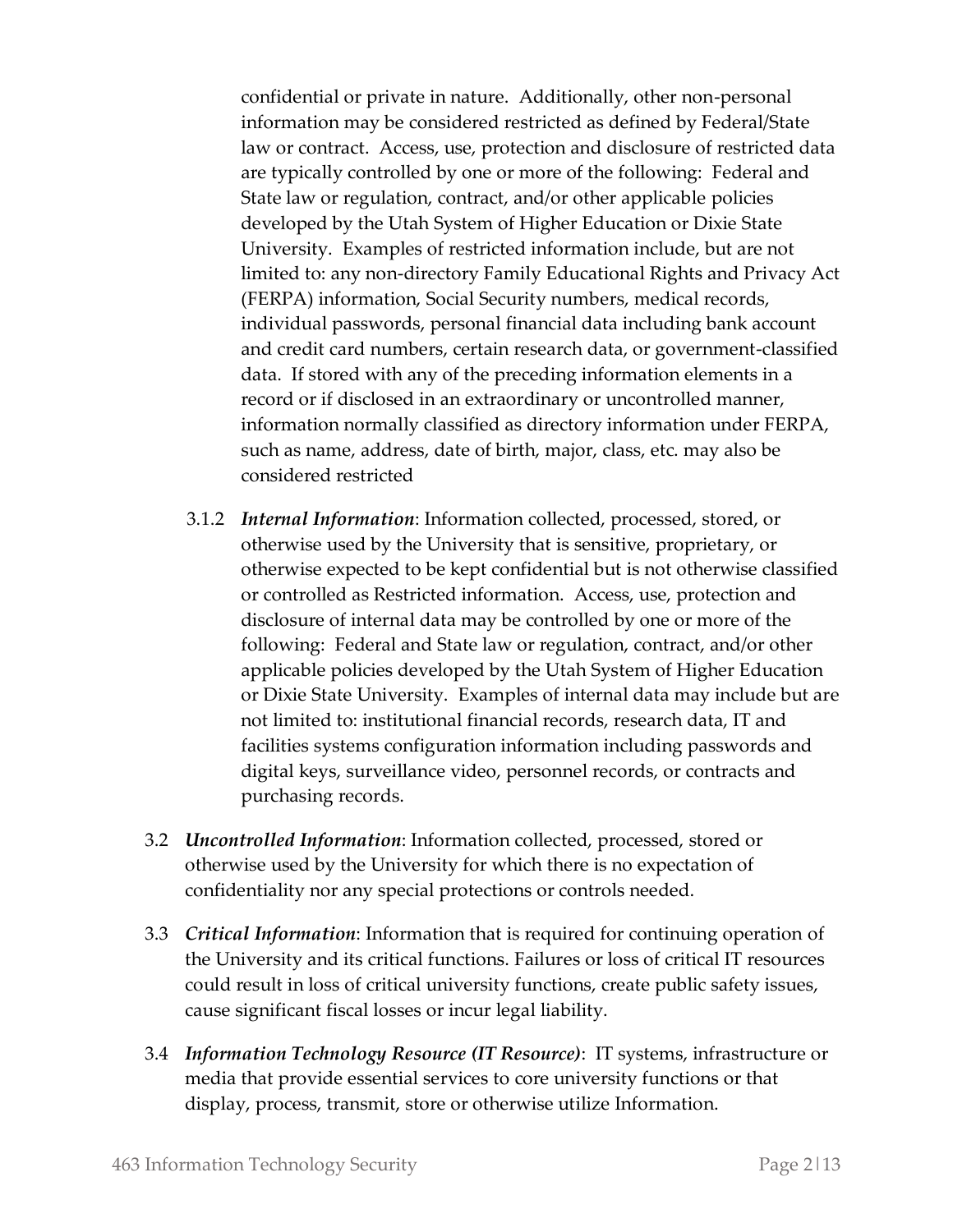confidential or private in nature. Additionally, other non-personal information may be considered restricted as defined by Federal/State law or contract. Access, use, protection and disclosure of restricted data are typically controlled by one or more of the following: Federal and State law or regulation, contract, and/or other applicable policies developed by the Utah System of Higher Education or Dixie State University. Examples of restricted information include, but are not limited to: any non-directory Family Educational Rights and Privacy Act (FERPA) information, Social Security numbers, medical records, individual passwords, personal financial data including bank account and credit card numbers, certain research data, or government-classified data. If stored with any of the preceding information elements in a record or if disclosed in an extraordinary or uncontrolled manner, information normally classified as directory information under FERPA, such as name, address, date of birth, major, class, etc. may also be considered restricted

3.1.2 ***Internal Information***: Information collected, processed, stored, or otherwise used by the University that is sensitive, proprietary, or otherwise expected to be kept confidential but is not otherwise classified or controlled as Restricted information. Access, use, protection and disclosure of internal data may be controlled by one or more of the following: Federal and State law or regulation, contract, and/or other applicable policies developed by the Utah System of Higher Education or Dixie State University. Examples of internal data may include but are not limited to: institutional financial records, research data, IT and facilities systems configuration information including passwords and digital keys, surveillance video, personnel records, or contracts and purchasing records.

3.2 ***Uncontrolled Information***: Information collected, processed, stored or otherwise used by the University for which there is no expectation of confidentiality nor any special protections or controls needed.

3.3 ***Critical Information***: Information that is required for continuing operation of the University and its critical functions. Failures or loss of critical IT resources could result in loss of critical university functions, create public safety issues, cause significant fiscal losses or incur legal liability.

3.4 ***Information Technology Resource (IT Resource)***: IT systems, infrastructure or media that provide essential services to core university functions or that display, process, transmit, store or otherwise utilize Information.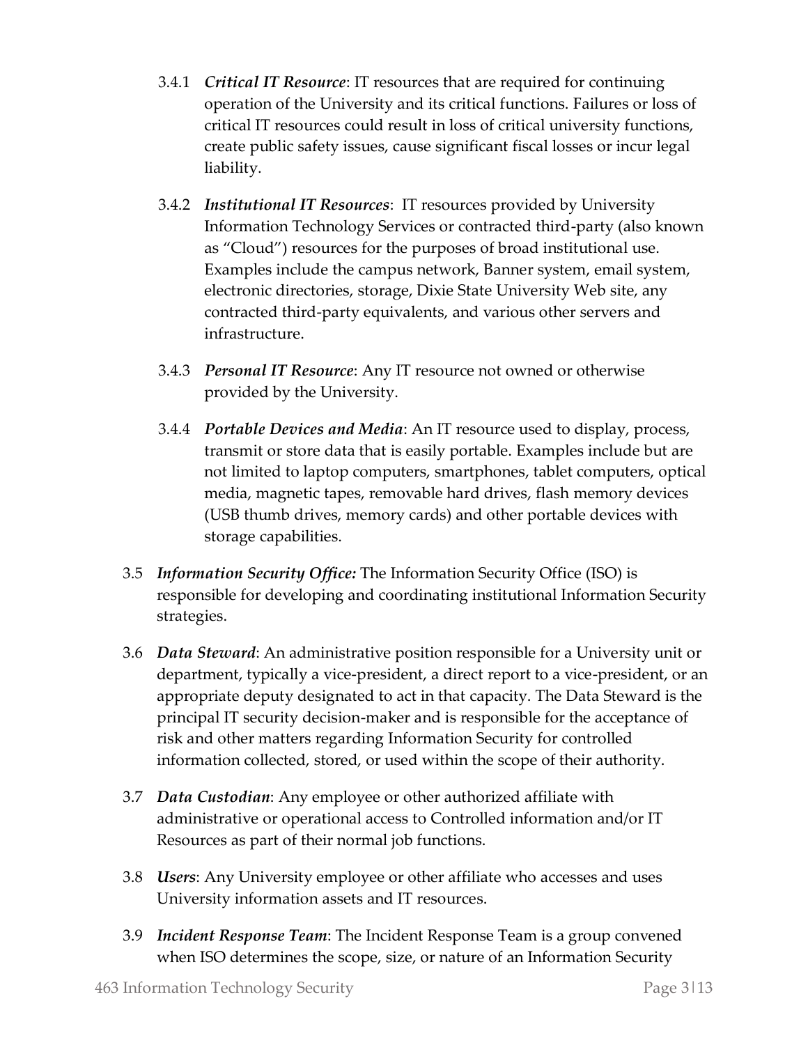3.4.1 ***Critical IT Resource***: IT resources that are required for continuing operation of the University and its critical functions. Failures or loss of critical IT resources could result in loss of critical university functions, create public safety issues, cause significant fiscal losses or incur legal liability.

3.4.2 ***Institutional IT Resources***: IT resources provided by University Information Technology Services or contracted third-party (also known as "Cloud") resources for the purposes of broad institutional use. Examples include the campus network, Banner system, email system, electronic directories, storage, Dixie State University Web site, any contracted third-party equivalents, and various other servers and infrastructure.

3.4.3 ***Personal IT Resource***: Any IT resource not owned or otherwise provided by the University.

3.4.4 ***Portable Devices and Media***: An IT resource used to display, process, transmit or store data that is easily portable. Examples include but are not limited to laptop computers, smartphones, tablet computers, optical media, magnetic tapes, removable hard drives, flash memory devices (USB thumb drives, memory cards) and other portable devices with storage capabilities.

3.5 ***Information Security Office:*** The Information Security Office (ISO) is responsible for developing and coordinating institutional Information Security strategies.

3.6 ***Data Steward***: An administrative position responsible for a University unit or department, typically a vice-president, a direct report to a vice-president, or an appropriate deputy designated to act in that capacity. The Data Steward is the principal IT security decision-maker and is responsible for the acceptance of risk and other matters regarding Information Security for controlled information collected, stored, or used within the scope of their authority.

3.7 ***Data Custodian***: Any employee or other authorized affiliate with administrative or operational access to Controlled information and/or IT Resources as part of their normal job functions.

3.8 ***Users***: Any University employee or other affiliate who accesses and uses University information assets and IT resources.

3.9 ***Incident Response Team***: The Incident Response Team is a group convened when ISO determines the scope, size, or nature of an Information Security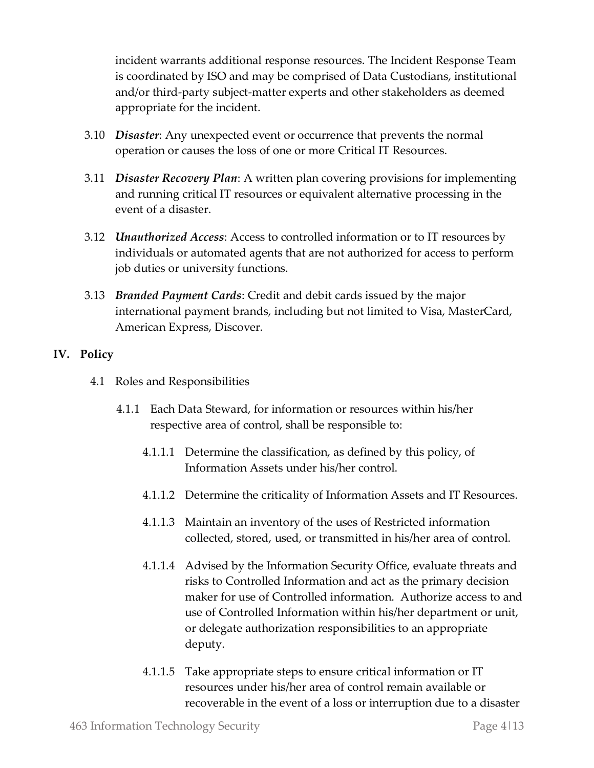incident warrants additional response resources. The Incident Response Team is coordinated by ISO and may be comprised of Data Custodians, institutional and/or third-party subject-matter experts and other stakeholders as deemed appropriate for the incident.

3.10 ***Disaster***: Any unexpected event or occurrence that prevents the normal operation or causes the loss of one or more Critical IT Resources.

3.11 ***Disaster Recovery Plan***: A written plan covering provisions for implementing and running critical IT resources or equivalent alternative processing in the event of a disaster.

3.12 ***Unauthorized Access***: Access to controlled information or to IT resources by individuals or automated agents that are not authorized for access to perform job duties or university functions.

3.13 ***Branded Payment Cards***: Credit and debit cards issued by the major international payment brands, including but not limited to Visa, MasterCard, American Express, Discover.

## IV. Policy

4.1 Roles and Responsibilities

4.1.1 Each Data Steward, for information or resources within his/her respective area of control, shall be responsible to:

4.1.1.1 Determine the classification, as defined by this policy, of Information Assets under his/her control.

4.1.1.2 Determine the criticality of Information Assets and IT Resources.

4.1.1.3 Maintain an inventory of the uses of Restricted information collected, stored, used, or transmitted in his/her area of control.

4.1.1.4 Advised by the Information Security Office, evaluate threats and risks to Controlled Information and act as the primary decision maker for use of Controlled information. Authorize access to and use of Controlled Information within his/her department or unit, or delegate authorization responsibilities to an appropriate deputy.

4.1.1.5 Take appropriate steps to ensure critical information or IT resources under his/her area of control remain available or recoverable in the event of a loss or interruption due to a disaster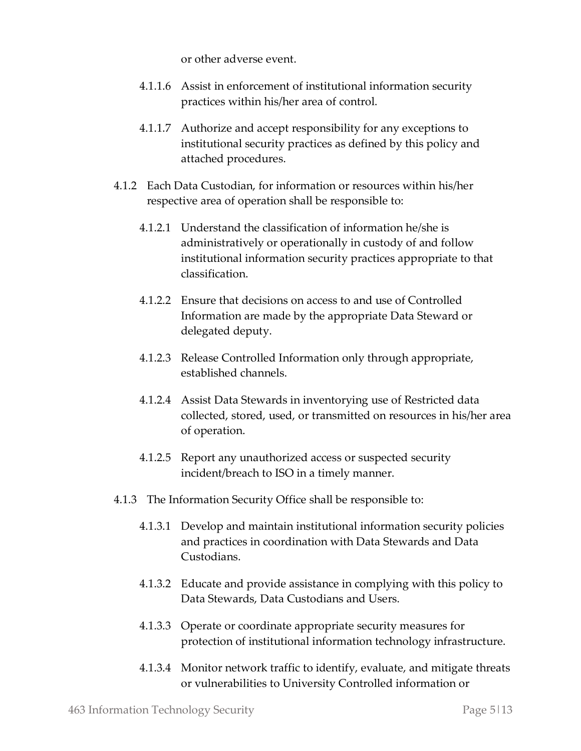or other adverse event.

4.1.1.6 Assist in enforcement of institutional information security practices within his/her area of control.

4.1.1.7 Authorize and accept responsibility for any exceptions to institutional security practices as defined by this policy and attached procedures.

4.1.2 Each Data Custodian, for information or resources within his/her respective area of operation shall be responsible to:

4.1.2.1 Understand the classification of information he/she is administratively or operationally in custody of and follow institutional information security practices appropriate to that classification.

4.1.2.2 Ensure that decisions on access to and use of Controlled Information are made by the appropriate Data Steward or delegated deputy.

4.1.2.3 Release Controlled Information only through appropriate, established channels.

4.1.2.4 Assist Data Stewards in inventorying use of Restricted data collected, stored, used, or transmitted on resources in his/her area of operation.

4.1.2.5 Report any unauthorized access or suspected security incident/breach to ISO in a timely manner.

4.1.3 The Information Security Office shall be responsible to:

4.1.3.1 Develop and maintain institutional information security policies and practices in coordination with Data Stewards and Data Custodians.

4.1.3.2 Educate and provide assistance in complying with this policy to Data Stewards, Data Custodians and Users.

4.1.3.3 Operate or coordinate appropriate security measures for protection of institutional information technology infrastructure.

4.1.3.4 Monitor network traffic to identify, evaluate, and mitigate threats or vulnerabilities to University Controlled information or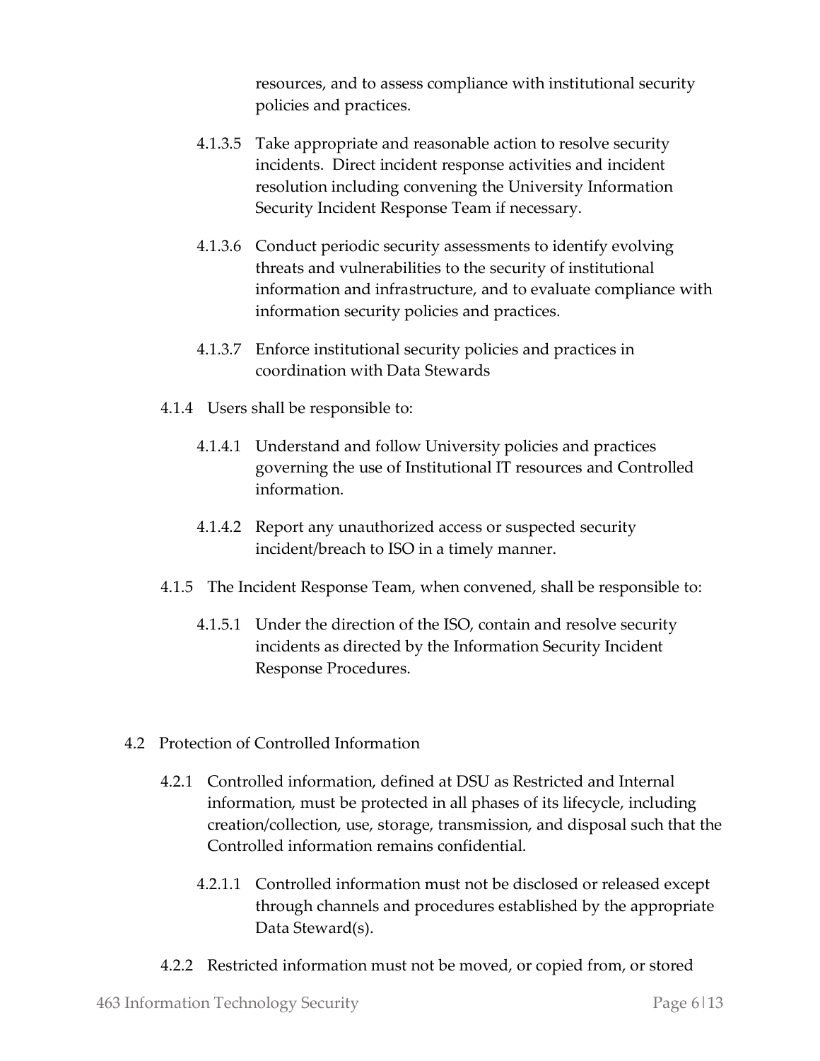resources, and to assess compliance with institutional security policies and practices.

4.1.3.5 Take appropriate and reasonable action to resolve security incidents. Direct incident response activities and incident resolution including convening the University Information Security Incident Response Team if necessary.

4.1.3.6 Conduct periodic security assessments to identify evolving threats and vulnerabilities to the security of institutional information and infrastructure, and to evaluate compliance with information security policies and practices.

4.1.3.7 Enforce institutional security policies and practices in coordination with Data Stewards

4.1.4 Users shall be responsible to:

4.1.4.1 Understand and follow University policies and practices governing the use of Institutional IT resources and Controlled information.

4.1.4.2 Report any unauthorized access or suspected security incident/breach to ISO in a timely manner.

4.1.5 The Incident Response Team, when convened, shall be responsible to:

4.1.5.1 Under the direction of the ISO, contain and resolve security incidents as directed by the Information Security Incident Response Procedures.

4.2 Protection of Controlled Information

4.2.1 Controlled information, defined at DSU as Restricted and Internal information, must be protected in all phases of its lifecycle, including creation/collection, use, storage, transmission, and disposal such that the Controlled information remains confidential.

4.2.1.1 Controlled information must not be disclosed or released except through channels and procedures established by the appropriate Data Steward(s).

4.2.2 Restricted information must not be moved, or copied from, or stored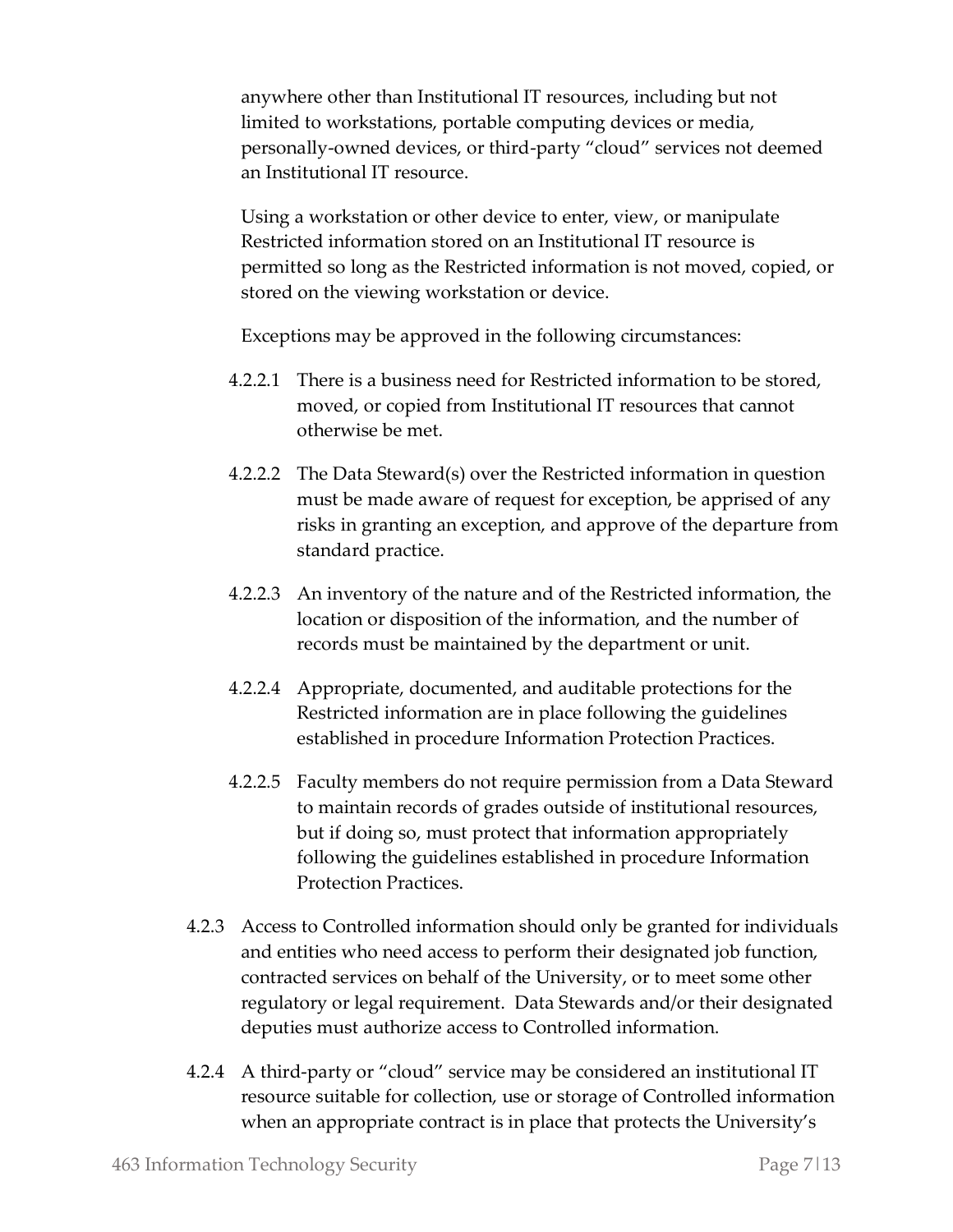anywhere other than Institutional IT resources, including but not limited to workstations, portable computing devices or media, personally-owned devices, or third-party "cloud" services not deemed an Institutional IT resource.

Using a workstation or other device to enter, view, or manipulate Restricted information stored on an Institutional IT resource is permitted so long as the Restricted information is not moved, copied, or stored on the viewing workstation or device.

Exceptions may be approved in the following circumstances:

4.2.2.1 There is a business need for Restricted information to be stored, moved, or copied from Institutional IT resources that cannot otherwise be met.

4.2.2.2 The Data Steward(s) over the Restricted information in question must be made aware of request for exception, be apprised of any risks in granting an exception, and approve of the departure from standard practice.

4.2.2.3 An inventory of the nature and of the Restricted information, the location or disposition of the information, and the number of records must be maintained by the department or unit.

4.2.2.4 Appropriate, documented, and auditable protections for the Restricted information are in place following the guidelines established in procedure Information Protection Practices.

4.2.2.5 Faculty members do not require permission from a Data Steward to maintain records of grades outside of institutional resources, but if doing so, must protect that information appropriately following the guidelines established in procedure Information Protection Practices.

4.2.3 Access to Controlled information should only be granted for individuals and entities who need access to perform their designated job function, contracted services on behalf of the University, or to meet some other regulatory or legal requirement. Data Stewards and/or their designated deputies must authorize access to Controlled information.

4.2.4 A third-party or "cloud" service may be considered an institutional IT resource suitable for collection, use or storage of Controlled information when an appropriate contract is in place that protects the University's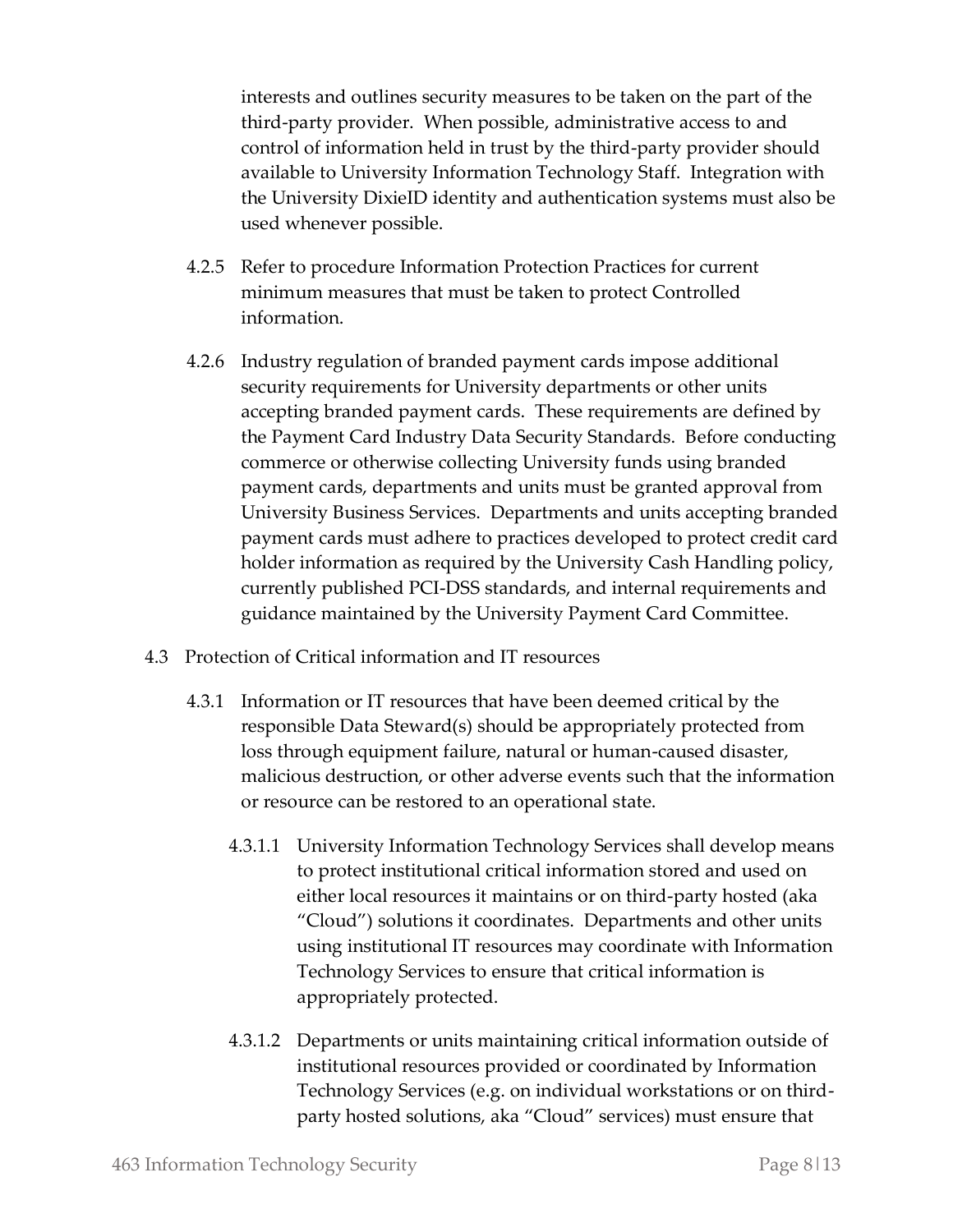interests and outlines security measures to be taken on the part of the third-party provider. When possible, administrative access to and control of information held in trust by the third-party provider should available to University Information Technology Staff. Integration with the University DixieID identity and authentication systems must also be used whenever possible.

4.2.5 Refer to procedure Information Protection Practices for current minimum measures that must be taken to protect Controlled information.

4.2.6 Industry regulation of branded payment cards impose additional security requirements for University departments or other units accepting branded payment cards. These requirements are defined by the Payment Card Industry Data Security Standards. Before conducting commerce or otherwise collecting University funds using branded payment cards, departments and units must be granted approval from University Business Services. Departments and units accepting branded payment cards must adhere to practices developed to protect credit card holder information as required by the University Cash Handling policy, currently published PCI-DSS standards, and internal requirements and guidance maintained by the University Payment Card Committee.

4.3 Protection of Critical information and IT resources

4.3.1 Information or IT resources that have been deemed critical by the responsible Data Steward(s) should be appropriately protected from loss through equipment failure, natural or human-caused disaster, malicious destruction, or other adverse events such that the information or resource can be restored to an operational state.

4.3.1.1 University Information Technology Services shall develop means to protect institutional critical information stored and used on either local resources it maintains or on third-party hosted (aka "Cloud") solutions it coordinates. Departments and other units using institutional IT resources may coordinate with Information Technology Services to ensure that critical information is appropriately protected.

4.3.1.2 Departments or units maintaining critical information outside of institutional resources provided or coordinated by Information Technology Services (e.g. on individual workstations or on third-party hosted solutions, aka "Cloud" services) must ensure that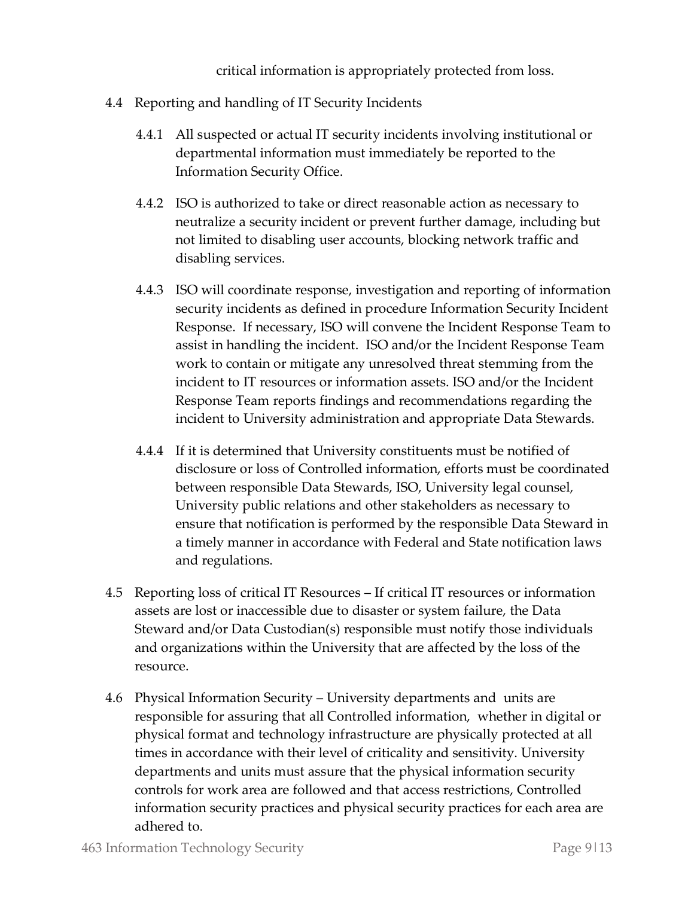critical information is appropriately protected from loss.

4.4 Reporting and handling of IT Security Incidents

4.4.1 All suspected or actual IT security incidents involving institutional or departmental information must immediately be reported to the Information Security Office.

4.4.2 ISO is authorized to take or direct reasonable action as necessary to neutralize a security incident or prevent further damage, including but not limited to disabling user accounts, blocking network traffic and disabling services.

4.4.3 ISO will coordinate response, investigation and reporting of information security incidents as defined in procedure Information Security Incident Response. If necessary, ISO will convene the Incident Response Team to assist in handling the incident. ISO and/or the Incident Response Team work to contain or mitigate any unresolved threat stemming from the incident to IT resources or information assets. ISO and/or the Incident Response Team reports findings and recommendations regarding the incident to University administration and appropriate Data Stewards.

4.4.4 If it is determined that University constituents must be notified of disclosure or loss of Controlled information, efforts must be coordinated between responsible Data Stewards, ISO, University legal counsel, University public relations and other stakeholders as necessary to ensure that notification is performed by the responsible Data Steward in a timely manner in accordance with Federal and State notification laws and regulations.

4.5 Reporting loss of critical IT Resources – If critical IT resources or information assets are lost or inaccessible due to disaster or system failure, the Data Steward and/or Data Custodian(s) responsible must notify those individuals and organizations within the University that are affected by the loss of the resource.

4.6 Physical Information Security – University departments and units are responsible for assuring that all Controlled information, whether in digital or physical format and technology infrastructure are physically protected at all times in accordance with their level of criticality and sensitivity. University departments and units must assure that the physical information security controls for work area are followed and that access restrictions, Controlled information security practices and physical security practices for each area are adhered to.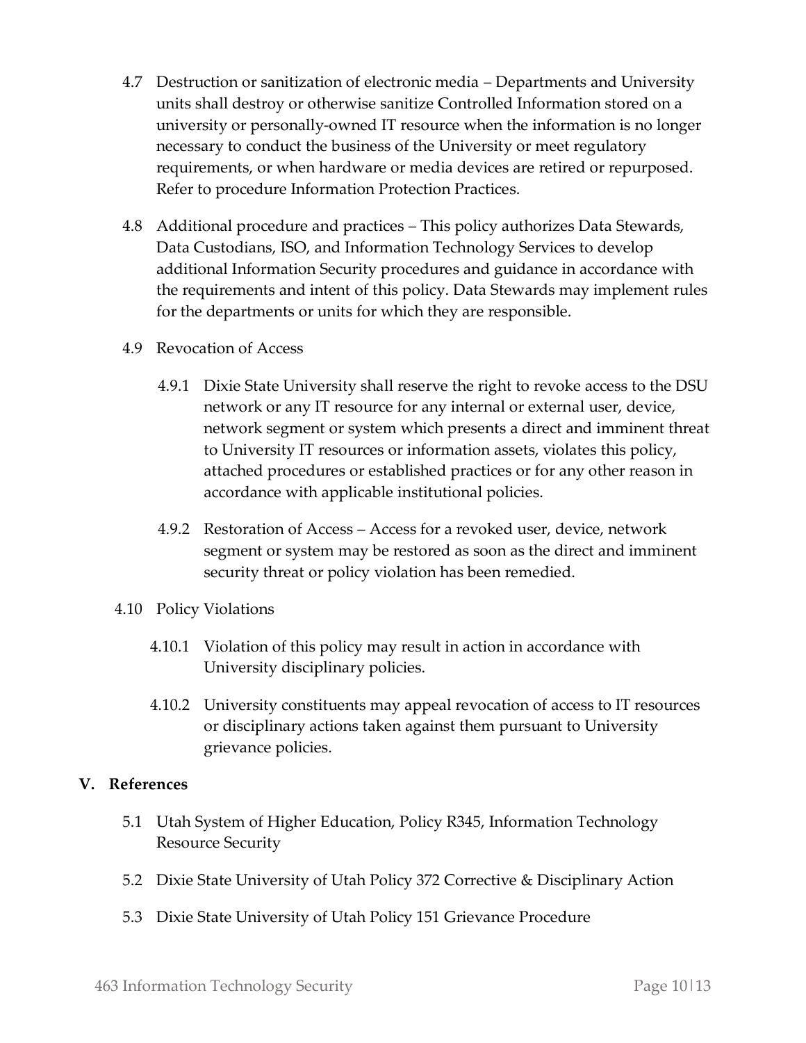4.7 Destruction or sanitization of electronic media – Departments and University units shall destroy or otherwise sanitize Controlled Information stored on a university or personally-owned IT resource when the information is no longer necessary to conduct the business of the University or meet regulatory requirements, or when hardware or media devices are retired or repurposed. Refer to procedure Information Protection Practices.

4.8 Additional procedure and practices – This policy authorizes Data Stewards, Data Custodians, ISO, and Information Technology Services to develop additional Information Security procedures and guidance in accordance with the requirements and intent of this policy. Data Stewards may implement rules for the departments or units for which they are responsible.

4.9 Revocation of Access

4.9.1 Dixie State University shall reserve the right to revoke access to the DSU network or any IT resource for any internal or external user, device, network segment or system which presents a direct and imminent threat to University IT resources or information assets, violates this policy, attached procedures or established practices or for any other reason in accordance with applicable institutional policies.

4.9.2 Restoration of Access – Access for a revoked user, device, network segment or system may be restored as soon as the direct and imminent security threat or policy violation has been remedied.

4.10 Policy Violations

4.10.1 Violation of this policy may result in action in accordance with University disciplinary policies.

4.10.2 University constituents may appeal revocation of access to IT resources or disciplinary actions taken against them pursuant to University grievance policies.

## V. References

5.1 Utah System of Higher Education, Policy R345, Information Technology Resource Security

5.2 Dixie State University of Utah Policy 372 Corrective & Disciplinary Action

5.3 Dixie State University of Utah Policy 151 Grievance Procedure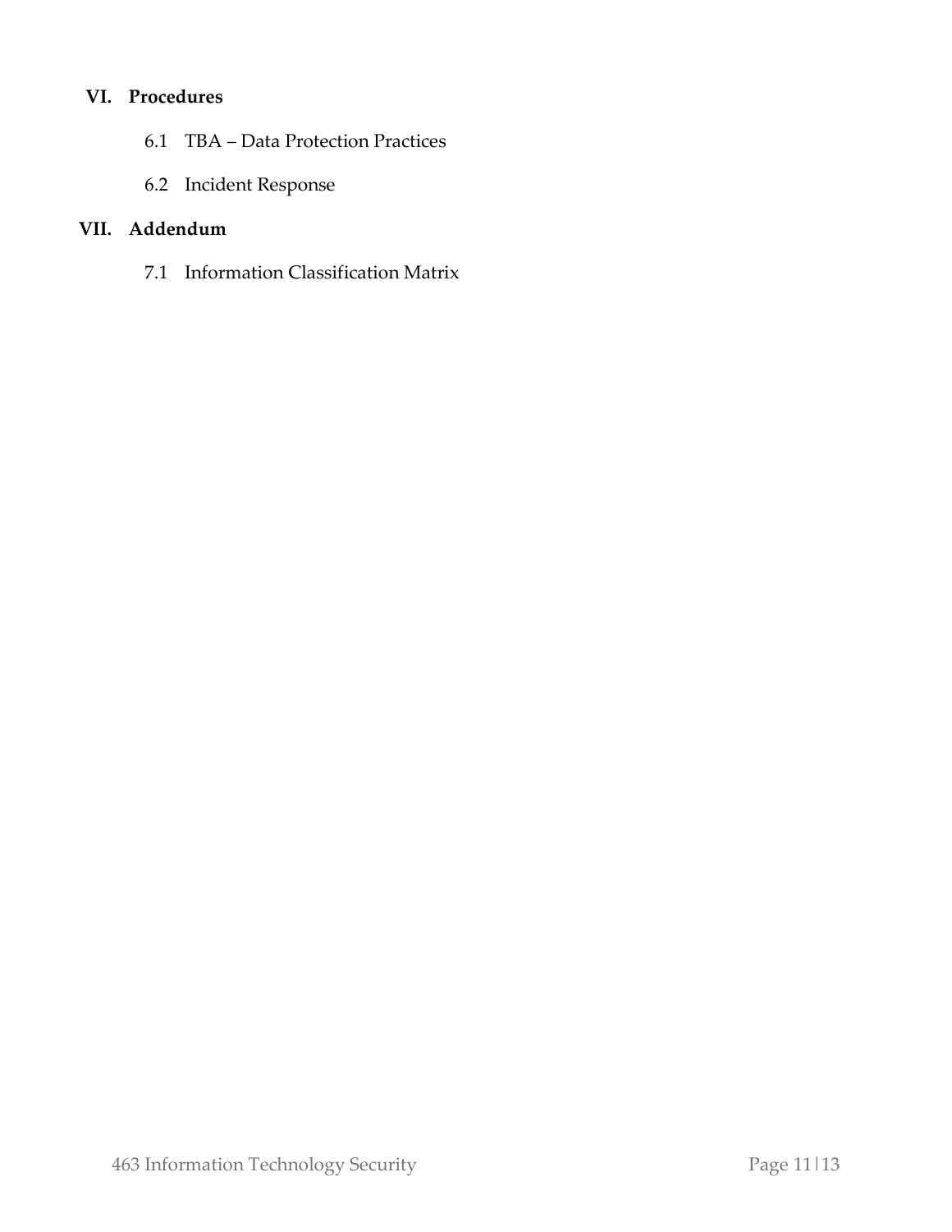## VI. Procedures

6.1 TBA – Data Protection Practices

6.2 Incident Response

## VII. Addendum

7.1 Information Classification Matrix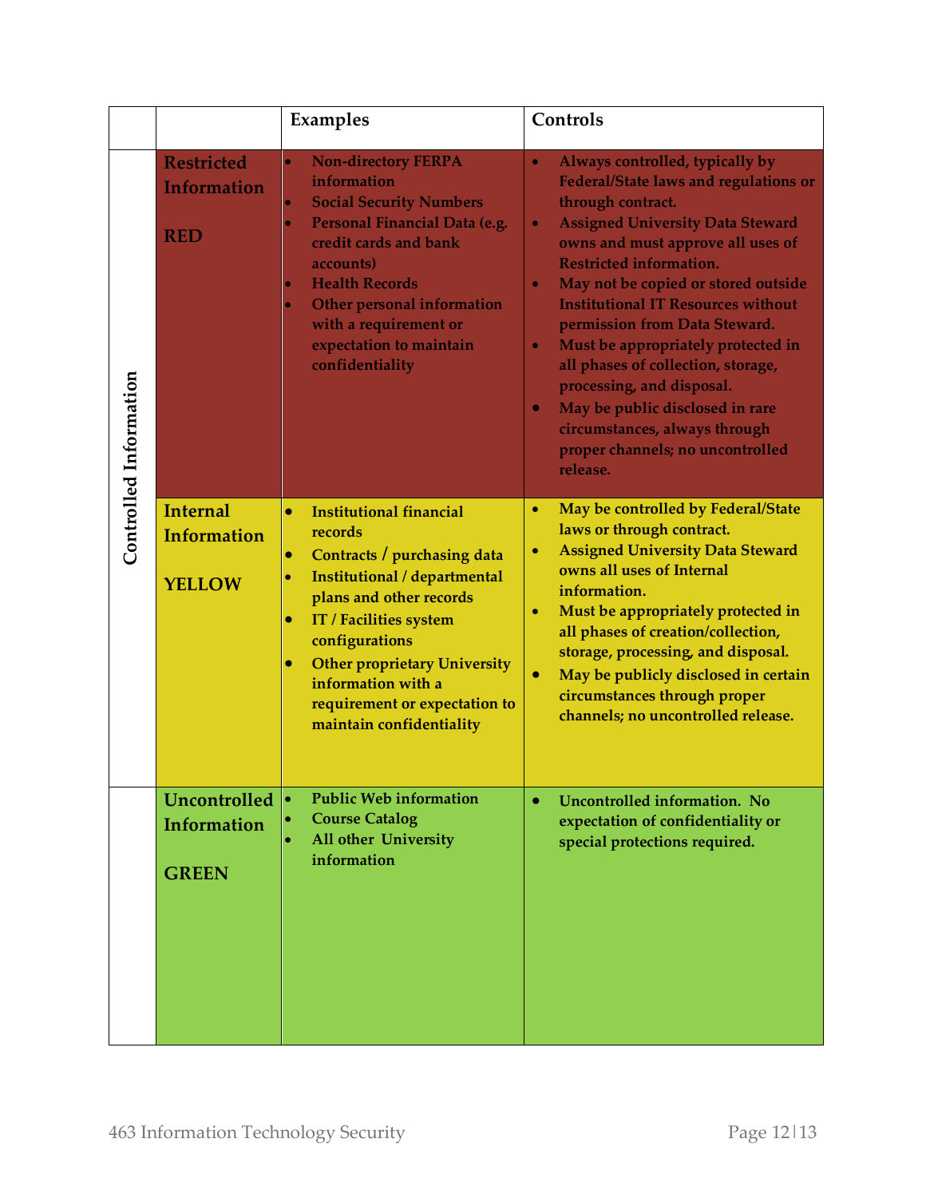| | | Examples | Controls |
|---|---|---|---|
| Controlled Information | **Restricted Information**<br><br>**RED** | • Non-directory FERPA information<br>• Social Security Numbers<br>• Personal Financial Data (e.g. credit cards and bank accounts)<br>• Health Records<br>• Other personal information with a requirement or expectation to maintain confidentiality | • Always controlled, typically by Federal/State laws and regulations or through contract.<br>• Assigned University Data Steward owns and must approve all uses of Restricted information.<br>• May not be copied or stored outside Institutional IT Resources without permission from Data Steward.<br>• Must be appropriately protected in all phases of collection, storage, processing, and disposal.<br>• May be public disclosed in rare circumstances, always through proper channels; no uncontrolled release. |
| Controlled Information | **Internal Information**<br><br>**YELLOW** | • Institutional financial records<br>• Contracts / purchasing data<br>• Institutional / departmental plans and other records<br>• IT / Facilities system configurations<br>• Other proprietary University information with a requirement or expectation to maintain confidentiality | • May be controlled by Federal/State laws or through contract.<br>• Assigned University Data Steward owns all uses of Internal information.<br>• Must be appropriately protected in all phases of creation/collection, storage, processing, and disposal.<br>• May be publicly disclosed in certain circumstances through proper channels; no uncontrolled release. |
| | **Uncontrolled Information**<br><br>**GREEN** | • Public Web information<br>• Course Catalog<br>• All other University information | • Uncontrolled information. No expectation of confidentiality or special protections required. |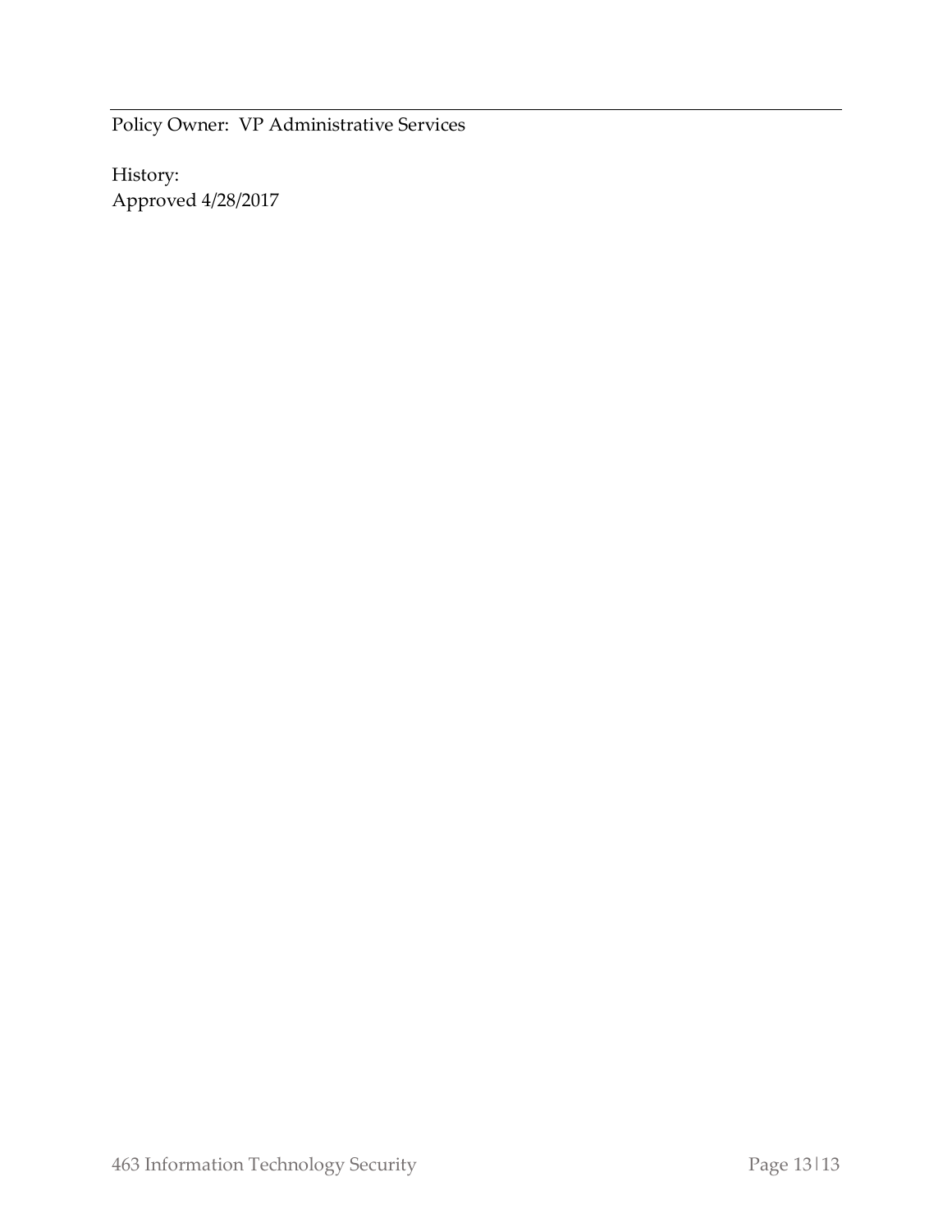---

Policy Owner: VP Administrative Services

History:
Approved 4/28/2017